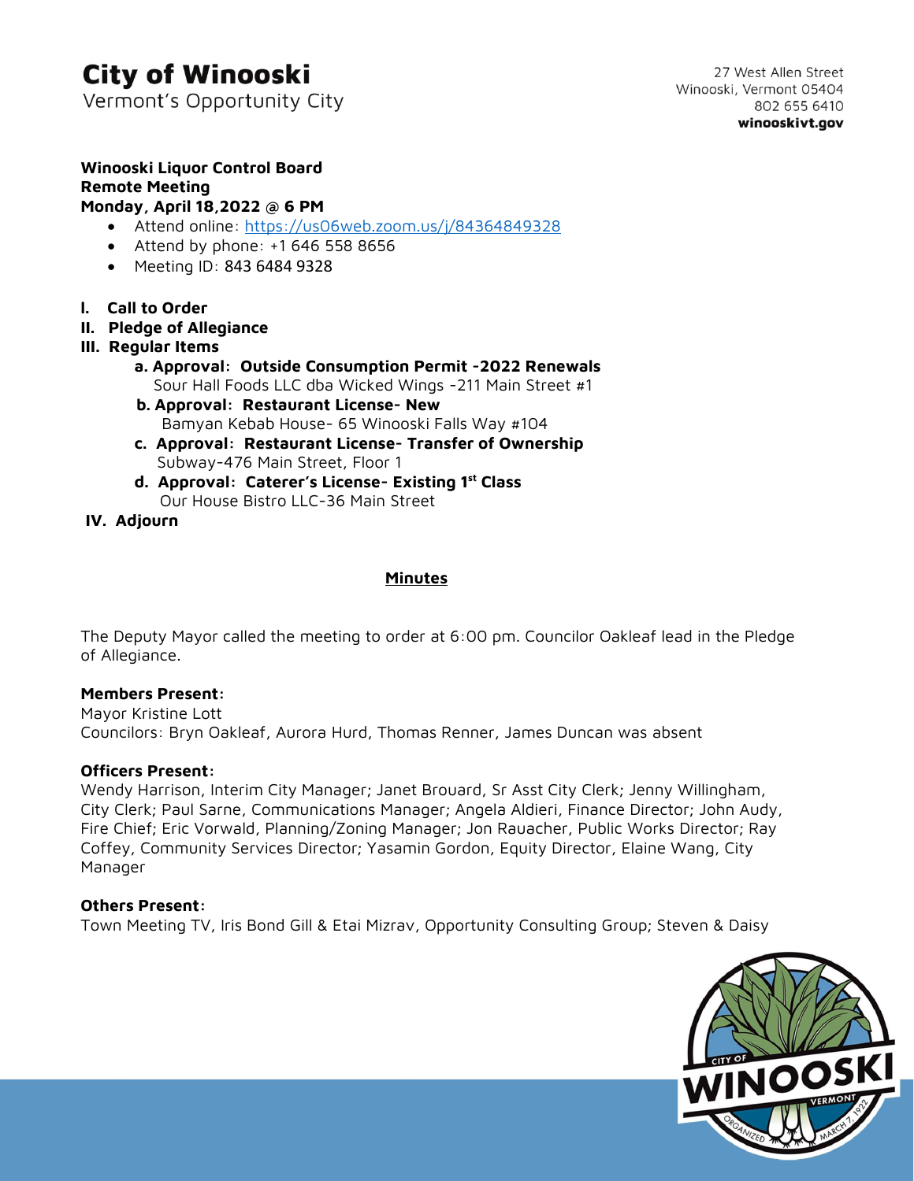# City of Winooski

Vermont's Opportunity City

27 West Allen Street
Winooski, Vermont 05404
802 655 6410
**winooskivt.gov**

**Winooski Liquor Control Board**
**Remote Meeting**
**Monday, April 18,2022 @ 6 PM**

- Attend online: https://us06web.zoom.us/j/84364849328
- Attend by phone: +1 646 558 8656
- Meeting ID: 843 6484 9328

**I. Call to Order**
**II. Pledge of Allegiance**
**III. Regular Items**

- **a. Approval: Outside Consumption Permit -2022 Renewals**
  Sour Hall Foods LLC dba Wicked Wings -211 Main Street #1
- **b. Approval: Restaurant License- New**
  Bamyan Kebab House- 65 Winooski Falls Way #104
- **c. Approval: Restaurant License- Transfer of Ownership**
  Subway-476 Main Street, Floor 1
- **d. Approval: Caterer's License- Existing 1st Class**
  Our House Bistro LLC-36 Main Street

**IV. Adjourn**

## Minutes

The Deputy Mayor called the meeting to order at 6:00 pm. Councilor Oakleaf lead in the Pledge of Allegiance.

**Members Present:**
Mayor Kristine Lott
Councilors: Bryn Oakleaf, Aurora Hurd, Thomas Renner, James Duncan was absent

**Officers Present:**
Wendy Harrison, Interim City Manager; Janet Brouard, Sr Asst City Clerk; Jenny Willingham, City Clerk; Paul Sarne, Communications Manager; Angela Aldieri, Finance Director; John Audy, Fire Chief; Eric Vorwald, Planning/Zoning Manager; Jon Rauacher, Public Works Director; Ray Coffey, Community Services Director; Yasamin Gordon, Equity Director, Elaine Wang, City Manager

**Others Present:**
Town Meeting TV, Iris Bond Gill & Etai Mizrav, Opportunity Consulting Group; Steven & Daisy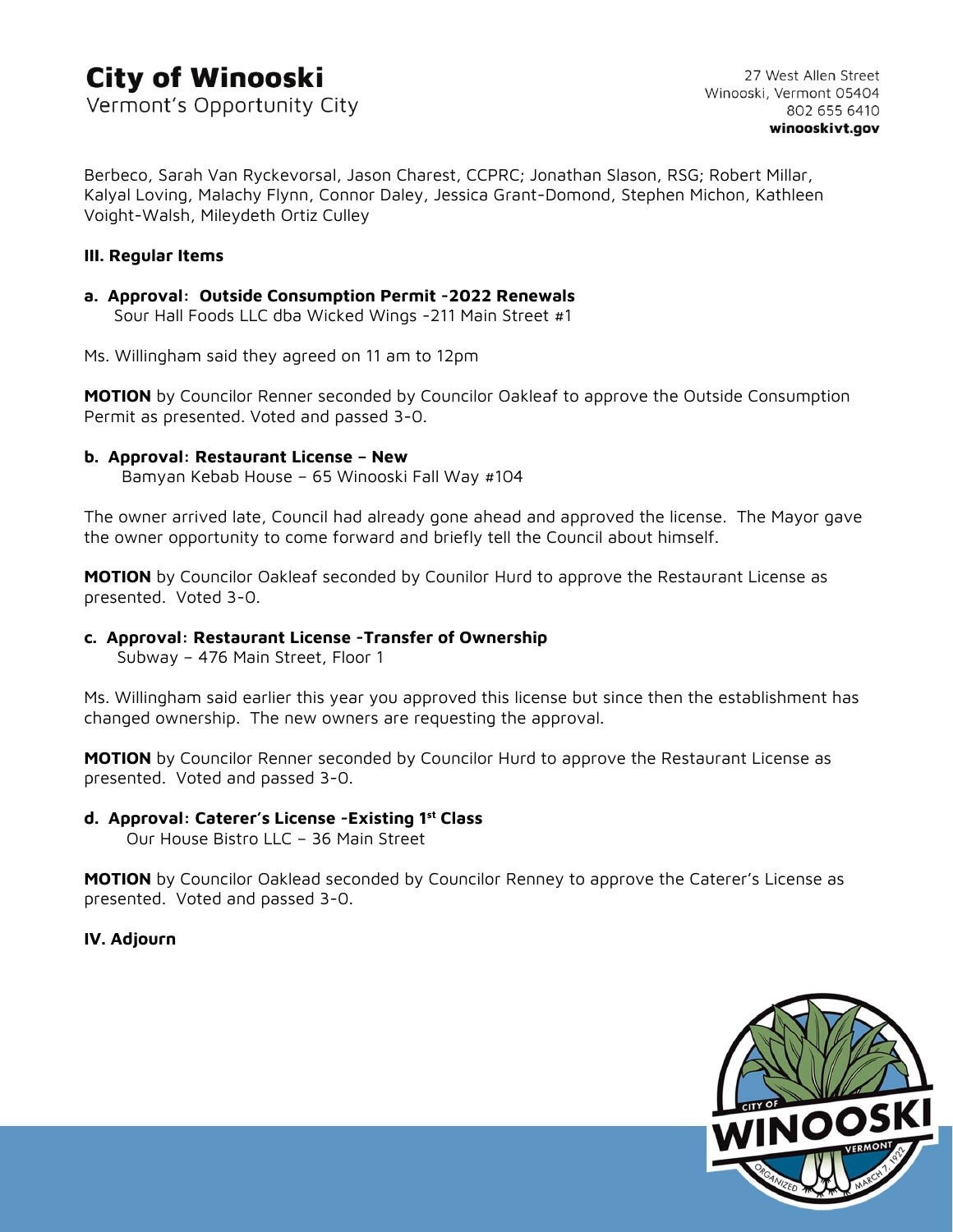Berbeco, Sarah Van Ryckevorsal, Jason Charest, CCPRC; Jonathan Slason, RSG; Robert Millar, Kalyal Loving, Malachy Flynn, Connor Daley, Jessica Grant-Domond, Stephen Michon, Kathleen Voight-Walsh, Mileydeth Ortiz Culley

**III. Regular Items**

**a. Approval: Outside Consumption Permit -2022 Renewals**
Sour Hall Foods LLC dba Wicked Wings -211 Main Street #1

Ms. Willingham said they agreed on 11 am to 12pm

**MOTION** by Councilor Renner seconded by Councilor Oakleaf to approve the Outside Consumption Permit as presented. Voted and passed 3-0.

**b. Approval: Restaurant License – New**
Bamyan Kebab House – 65 Winooski Fall Way #104

The owner arrived late, Council had already gone ahead and approved the license. The Mayor gave the owner opportunity to come forward and briefly tell the Council about himself.

**MOTION** by Councilor Oakleaf seconded by Counilor Hurd to approve the Restaurant License as presented. Voted 3-0.

**c. Approval: Restaurant License -Transfer of Ownership**
Subway – 476 Main Street, Floor 1

Ms. Willingham said earlier this year you approved this license but since then the establishment has changed ownership. The new owners are requesting the approval.

**MOTION** by Councilor Renner seconded by Councilor Hurd to approve the Restaurant License as presented. Voted and passed 3-0.

**d. Approval: Caterer's License -Existing 1st Class**
Our House Bistro LLC – 36 Main Street

**MOTION** by Councilor Oaklead seconded by Councilor Renney to approve the Caterer's License as presented. Voted and passed 3-0.

**IV. Adjourn**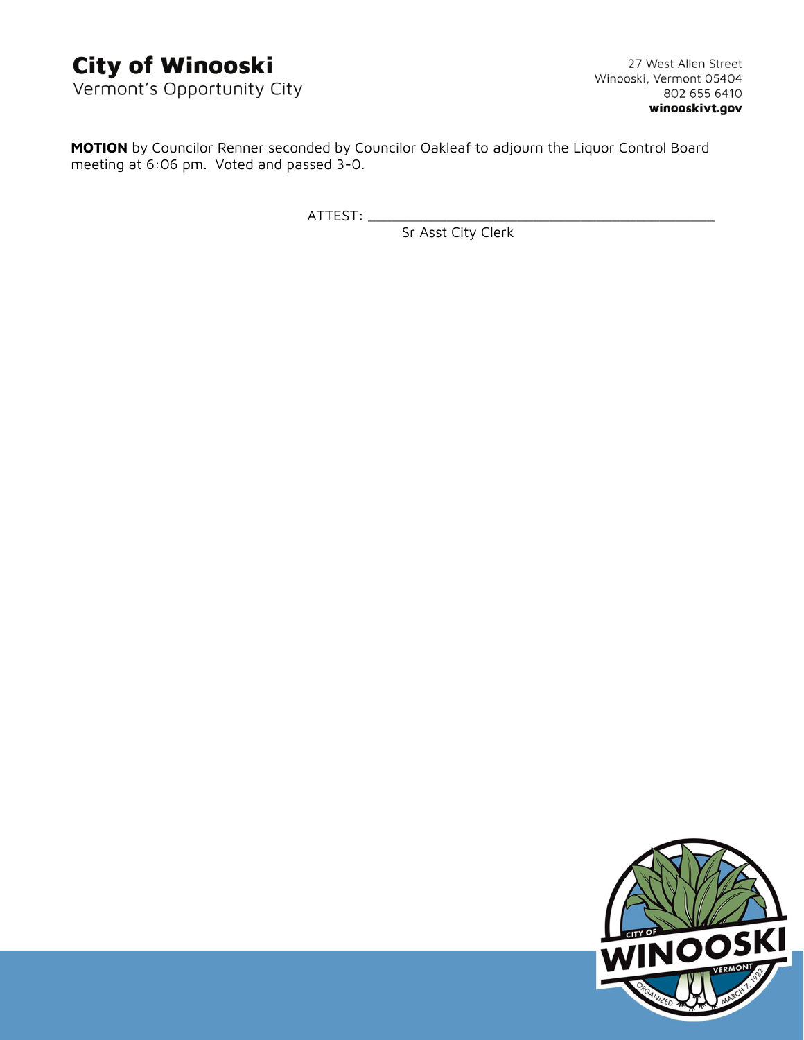**MOTION** by Councilor Renner seconded by Councilor Oakleaf to adjourn the Liquor Control Board meeting at 6:06 pm. Voted and passed 3-0.

ATTEST: ___________________________________________

Sr Asst City Clerk